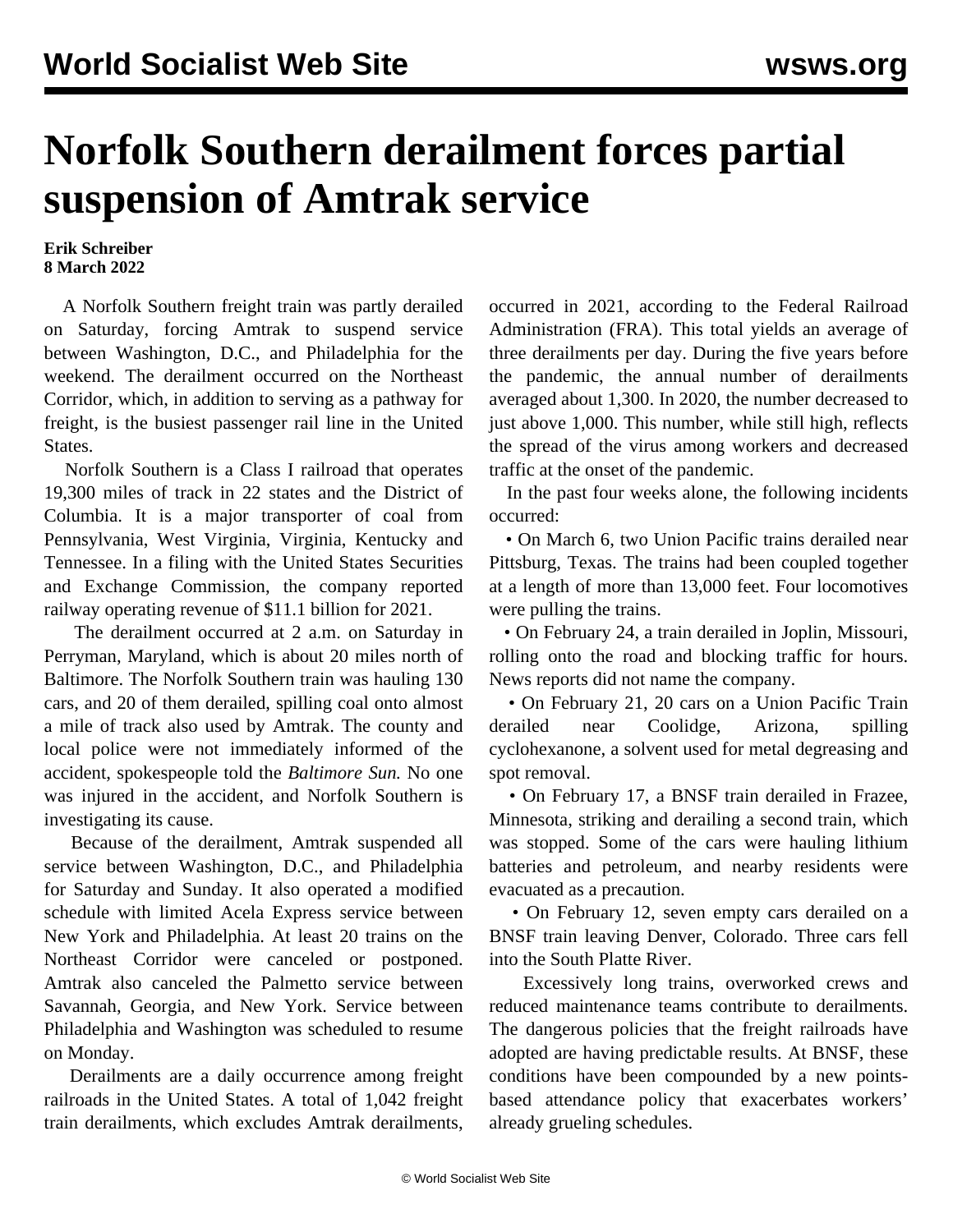# Norfolk Southern derailment forces partial suspension of Amtrak service

**Erik Schreiber**
**8 March 2022**

A Norfolk Southern freight train was partly derailed on Saturday, forcing Amtrak to suspend service between Washington, D.C., and Philadelphia for the weekend. The derailment occurred on the Northeast Corridor, which, in addition to serving as a pathway for freight, is the busiest passenger rail line in the United States.

Norfolk Southern is a Class I railroad that operates 19,300 miles of track in 22 states and the District of Columbia. It is a major transporter of coal from Pennsylvania, West Virginia, Virginia, Kentucky and Tennessee. In a filing with the United States Securities and Exchange Commission, the company reported railway operating revenue of $11.1 billion for 2021.

The derailment occurred at 2 a.m. on Saturday in Perryman, Maryland, which is about 20 miles north of Baltimore. The Norfolk Southern train was hauling 130 cars, and 20 of them derailed, spilling coal onto almost a mile of track also used by Amtrak. The county and local police were not immediately informed of the accident, spokespeople told the *Baltimore Sun.* No one was injured in the accident, and Norfolk Southern is investigating its cause.

Because of the derailment, Amtrak suspended all service between Washington, D.C., and Philadelphia for Saturday and Sunday. It also operated a modified schedule with limited Acela Express service between New York and Philadelphia. At least 20 trains on the Northeast Corridor were canceled or postponed. Amtrak also canceled the Palmetto service between Savannah, Georgia, and New York. Service between Philadelphia and Washington was scheduled to resume on Monday.

Derailments are a daily occurrence among freight railroads in the United States. A total of 1,042 freight train derailments, which excludes Amtrak derailments, occurred in 2021, according to the Federal Railroad Administration (FRA). This total yields an average of three derailments per day. During the five years before the pandemic, the annual number of derailments averaged about 1,300. In 2020, the number decreased to just above 1,000. This number, while still high, reflects the spread of the virus among workers and decreased traffic at the onset of the pandemic.

In the past four weeks alone, the following incidents occurred:

- On March 6, two Union Pacific trains derailed near Pittsburg, Texas. The trains had been coupled together at a length of more than 13,000 feet. Four locomotives were pulling the trains.
- On February 24, a train derailed in Joplin, Missouri, rolling onto the road and blocking traffic for hours. News reports did not name the company.
- On February 21, 20 cars on a Union Pacific Train derailed near Coolidge, Arizona, spilling cyclohexanone, a solvent used for metal degreasing and spot removal.
- On February 17, a BNSF train derailed in Frazee, Minnesota, striking and derailing a second train, which was stopped. Some of the cars were hauling lithium batteries and petroleum, and nearby residents were evacuated as a precaution.
- On February 12, seven empty cars derailed on a BNSF train leaving Denver, Colorado. Three cars fell into the South Platte River.

Excessively long trains, overworked crews and reduced maintenance teams contribute to derailments. The dangerous policies that the freight railroads have adopted are having predictable results. At BNSF, these conditions have been compounded by a new points-based attendance policy that exacerbates workers' already grueling schedules.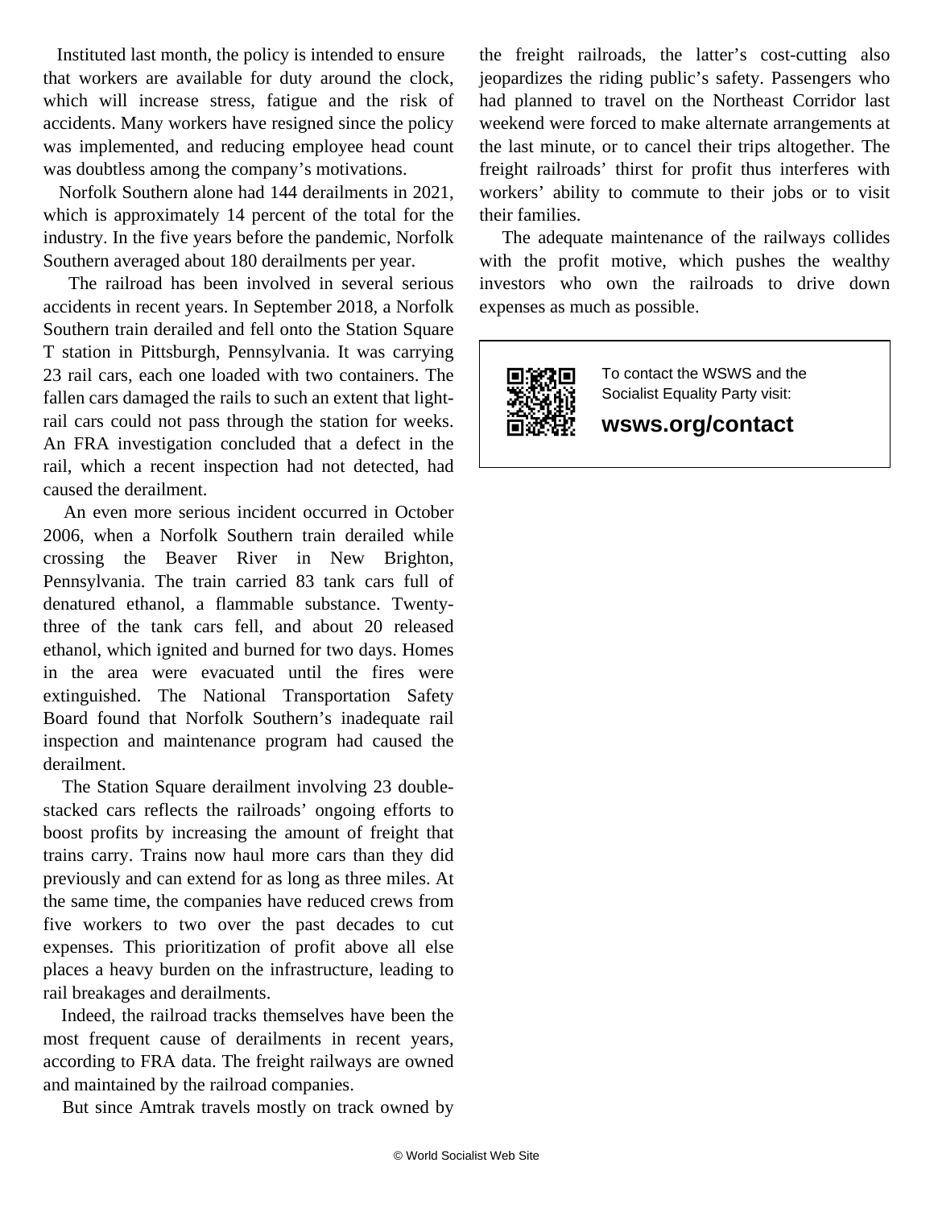Instituted last month, the policy is intended to ensure that workers are available for duty around the clock, which will increase stress, fatigue and the risk of accidents. Many workers have resigned since the policy was implemented, and reducing employee head count was doubtless among the company's motivations.

Norfolk Southern alone had 144 derailments in 2021, which is approximately 14 percent of the total for the industry. In the five years before the pandemic, Norfolk Southern averaged about 180 derailments per year.

The railroad has been involved in several serious accidents in recent years. In September 2018, a Norfolk Southern train derailed and fell onto the Station Square T station in Pittsburgh, Pennsylvania. It was carrying 23 rail cars, each one loaded with two containers. The fallen cars damaged the rails to such an extent that light-rail cars could not pass through the station for weeks. An FRA investigation concluded that a defect in the rail, which a recent inspection had not detected, had caused the derailment.

An even more serious incident occurred in October 2006, when a Norfolk Southern train derailed while crossing the Beaver River in New Brighton, Pennsylvania. The train carried 83 tank cars full of denatured ethanol, a flammable substance. Twenty-three of the tank cars fell, and about 20 released ethanol, which ignited and burned for two days. Homes in the area were evacuated until the fires were extinguished. The National Transportation Safety Board found that Norfolk Southern's inadequate rail inspection and maintenance program had caused the derailment.

The Station Square derailment involving 23 double-stacked cars reflects the railroads' ongoing efforts to boost profits by increasing the amount of freight that trains carry. Trains now haul more cars than they did previously and can extend for as long as three miles. At the same time, the companies have reduced crews from five workers to two over the past decades to cut expenses. This prioritization of profit above all else places a heavy burden on the infrastructure, leading to rail breakages and derailments.

Indeed, the railroad tracks themselves have been the most frequent cause of derailments in recent years, according to FRA data. The freight railways are owned and maintained by the railroad companies.

But since Amtrak travels mostly on track owned by the freight railroads, the latter's cost-cutting also jeopardizes the riding public's safety. Passengers who had planned to travel on the Northeast Corridor last weekend were forced to make alternate arrangements at the last minute, or to cancel their trips altogether. The freight railroads' thirst for profit thus interferes with workers' ability to commute to their jobs or to visit their families.

The adequate maintenance of the railways collides with the profit motive, which pushes the wealthy investors who own the railroads to drive down expenses as much as possible.

To contact the WSWS and the Socialist Equality Party visit:

**wsws.org/contact**